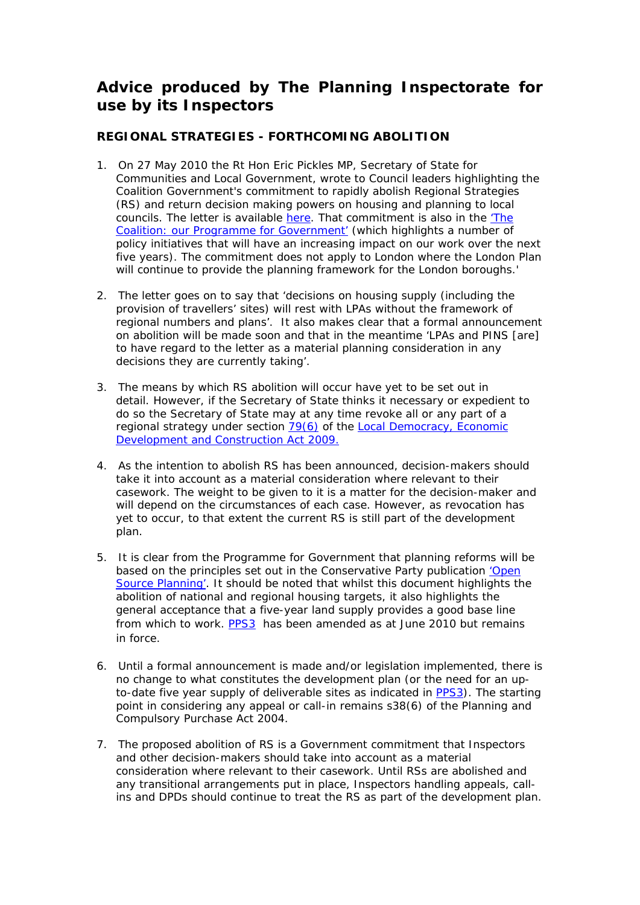# Advice produced by The Planning Inspectorate for use by its Inspectors

## REGIONAL STRATEGIES - FORTHCOMING ABOLITION

1. On 27 May 2010 the Rt Hon Eric Pickles MP, Secretary of State for Communities and Local Government, wrote to Council leaders highlighting the Coalition Government's commitment to rapidly abolish Regional Strategies (RS) and return decision making powers on housing and planning to local councils. The letter is available here. That commitment is also in the 'The Coalition: our Programme for Government' (which highlights a number of policy initiatives that will have an increasing impact on our work over the next five years). The commitment does not apply to London where the London Plan will continue to provide the planning framework for the London boroughs.'

2. The letter goes on to say that 'decisions on housing supply (including the provision of travellers' sites) will rest with LPAs without the framework of regional numbers and plans'. It also makes clear that a formal announcement on abolition will be made soon and that in the meantime 'LPAs and PINS [are] to have regard to the letter as a material planning consideration in any decisions they are currently taking'.

3. The means by which RS abolition will occur have yet to be set out in detail. However, if the Secretary of State thinks it necessary or expedient to do so the Secretary of State may at any time revoke all or any part of a regional strategy under section 79(6) of the Local Democracy, Economic Development and Construction Act 2009.

4. As the intention to abolish RS has been announced, decision-makers should take it into account as a material consideration where relevant to their casework. The weight to be given to it is a matter for the decision-maker and will depend on the circumstances of each case. However, as revocation has yet to occur, to that extent the current RS is still part of the development plan.

5. It is clear from the Programme for Government that planning reforms will be based on the principles set out in the Conservative Party publication 'Open Source Planning'. It should be noted that whilst this document highlights the abolition of national and regional housing targets, it also highlights the general acceptance that a five-year land supply provides a good base line from which to work. PPS3 has been amended as at June 2010 but remains in force.

6. Until a formal announcement is made and/or legislation implemented, there is no change to what constitutes the development plan (or the need for an up-to-date five year supply of deliverable sites as indicated in PPS3). The starting point in considering any appeal or call-in remains s38(6) of the Planning and Compulsory Purchase Act 2004.

7. The proposed abolition of RS is a Government commitment that Inspectors and other decision-makers should take into account as a material consideration where relevant to their casework. Until RSs are abolished and any transitional arrangements put in place, Inspectors handling appeals, call-ins and DPDs should continue to treat the RS as part of the development plan.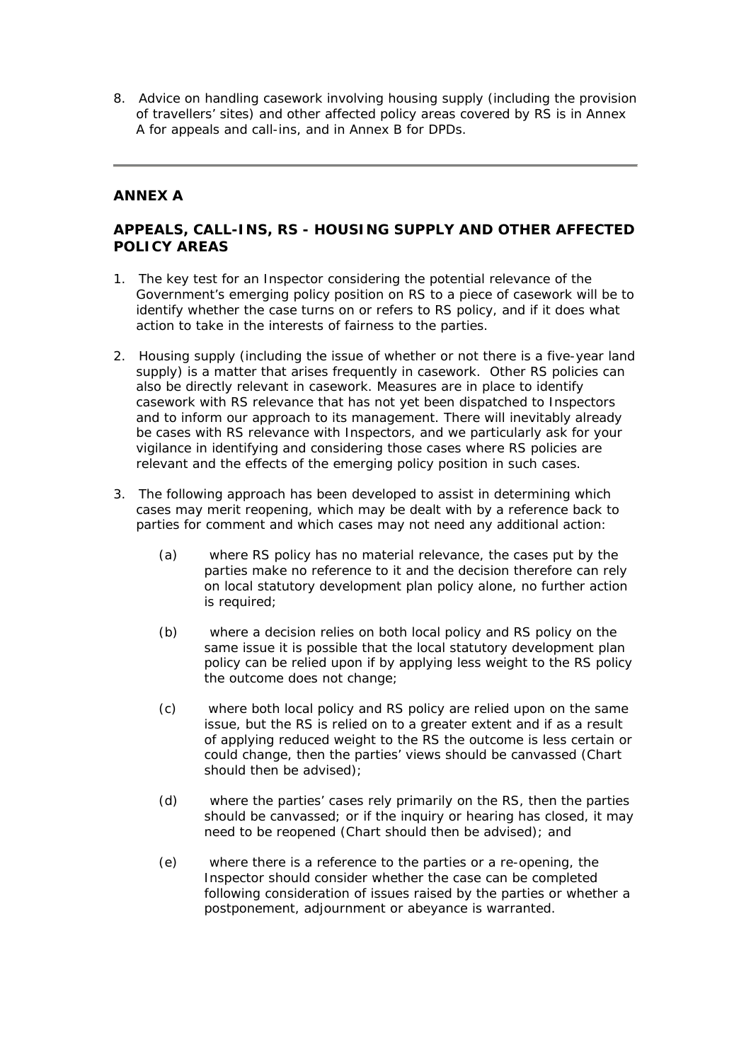8. Advice on handling casework involving housing supply (including the provision of travellers' sites) and other affected policy areas covered by RS is in Annex A for appeals and call-ins, and in Annex B for DPDs.

---

## ANNEX A

### APPEALS, CALL-INS, RS - HOUSING SUPPLY AND OTHER AFFECTED POLICY AREAS

1. The key test for an Inspector considering the potential relevance of the Government's emerging policy position on RS to a piece of casework will be to identify whether the case turns on or refers to RS policy, and if it does what action to take in the interests of fairness to the parties.

2. Housing supply (including the issue of whether or not there is a five-year land supply) is a matter that arises frequently in casework. Other RS policies can also be directly relevant in casework. Measures are in place to identify casework with RS relevance that has not yet been dispatched to Inspectors and to inform our approach to its management. There will inevitably already be cases with RS relevance with Inspectors, and we particularly ask for your vigilance in identifying and considering those cases where RS policies are relevant and the effects of the emerging policy position in such cases.

3. The following approach has been developed to assist in determining which cases may merit reopening, which may be dealt with by a reference back to parties for comment and which cases may not need any additional action:

   (a) where RS policy has no material relevance, the cases put by the parties make no reference to it and the decision therefore can rely on local statutory development plan policy alone, no further action is required;

   (b) where a decision relies on both local policy and RS policy on the same issue it is possible that the local statutory development plan policy can be relied upon if by applying less weight to the RS policy the outcome does not change;

   (c) where both local policy and RS policy are relied upon on the same issue, but the RS is relied on to a greater extent and if as a result of applying reduced weight to the RS the outcome is less certain or could change, then the parties' views should be canvassed (Chart should then be advised);

   (d) where the parties' cases rely primarily on the RS, then the parties should be canvassed; or if the inquiry or hearing has closed, it may need to be reopened (Chart should then be advised); and

   (e) where there is a reference to the parties or a re-opening, the Inspector should consider whether the case can be completed following consideration of issues raised by the parties or whether a postponement, adjournment or abeyance is warranted.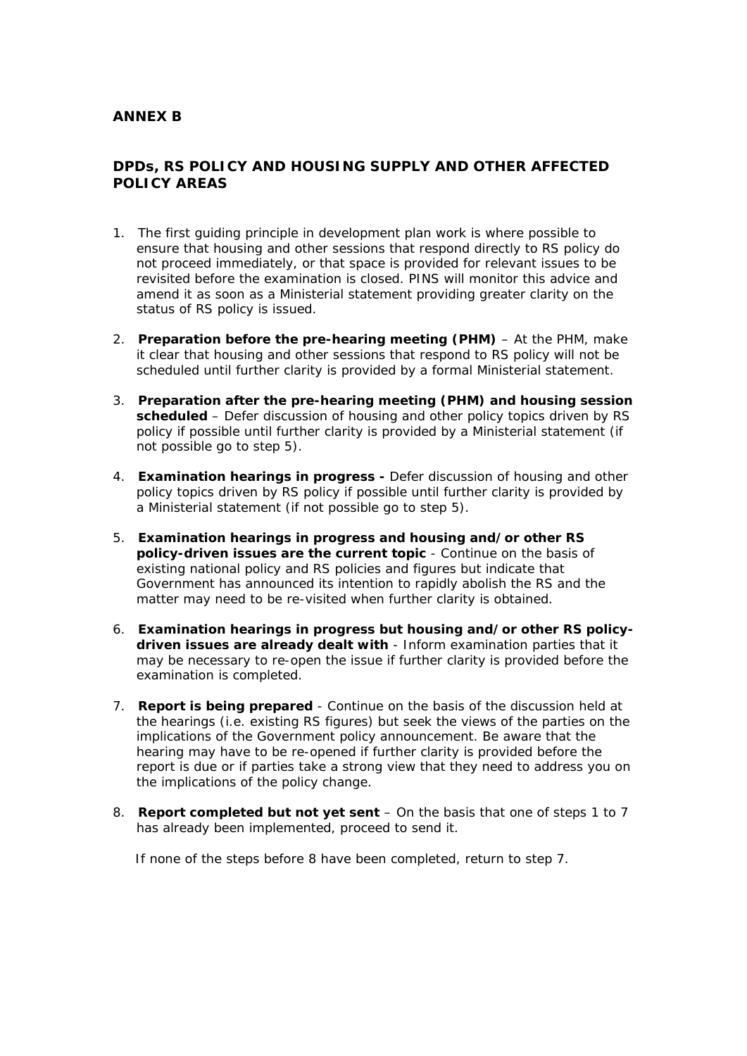## ANNEX B

## DPDs, RS POLICY AND HOUSING SUPPLY AND OTHER AFFECTED POLICY AREAS

1. The first guiding principle in development plan work is where possible to ensure that housing and other sessions that respond directly to RS policy do not proceed immediately, or that space is provided for relevant issues to be revisited before the examination is closed. PINS will monitor this advice and amend it as soon as a Ministerial statement providing greater clarity on the status of RS policy is issued.

2. **Preparation before the pre-hearing meeting (PHM)** – At the PHM, make it clear that housing and other sessions that respond to RS policy will not be scheduled until further clarity is provided by a formal Ministerial statement.

3. **Preparation after the pre-hearing meeting (PHM) and housing session scheduled** – Defer discussion of housing and other policy topics driven by RS policy if possible until further clarity is provided by a Ministerial statement (if not possible go to step 5).

4. **Examination hearings in progress -** Defer discussion of housing and other policy topics driven by RS policy if possible until further clarity is provided by a Ministerial statement (if not possible go to step 5).

5. **Examination hearings in progress and housing and/or other RS policy-driven issues are the current topic** - Continue on the basis of existing national policy and RS policies and figures but indicate that Government has announced its intention to rapidly abolish the RS and the matter may need to be re-visited when further clarity is obtained.

6. **Examination hearings in progress but housing and/or other RS policy-driven issues are already dealt with** - Inform examination parties that it may be necessary to re-open the issue if further clarity is provided before the examination is completed.

7. **Report is being prepared** - Continue on the basis of the discussion held at the hearings (i.e. existing RS figures) but seek the views of the parties on the implications of the Government policy announcement. Be aware that the hearing may have to be re-opened if further clarity is provided before the report is due or if parties take a strong view that they need to address you on the implications of the policy change.

8. **Report completed but not yet sent** – On the basis that one of steps 1 to 7 has already been implemented, proceed to send it.

   If none of the steps before 8 have been completed, return to step 7.